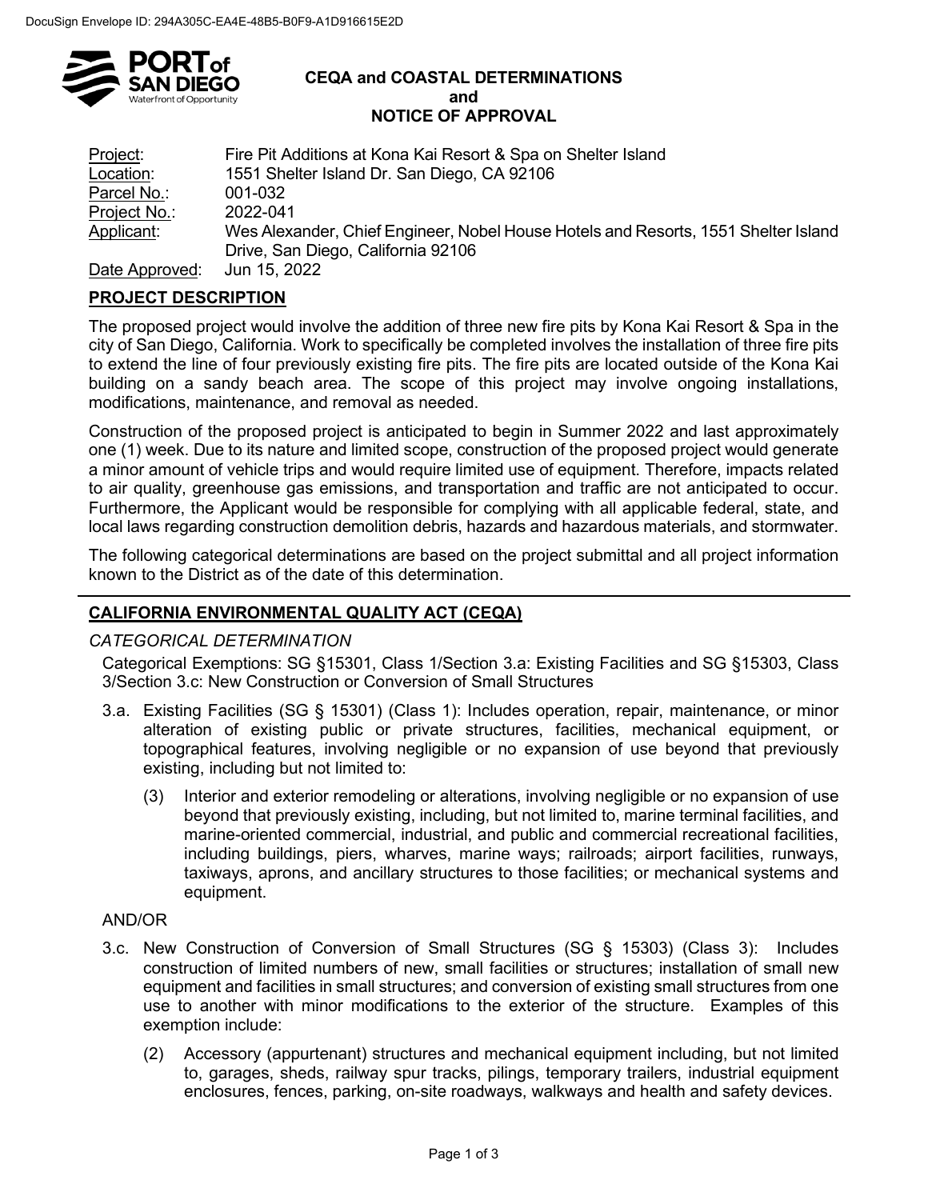DocuSign Envelope ID: 294A305C-EA4E-48B5-B0F9-A1D916615E2D

PORT of SAN DIEGO
Waterfront of Opportunity

# CEQA and COASTAL DETERMINATIONS and NOTICE OF APPROVAL

Project: Fire Pit Additions at Kona Kai Resort & Spa on Shelter Island
Location: 1551 Shelter Island Dr. San Diego, CA 92106
Parcel No.: 001-032
Project No.: 2022-041
Applicant: Wes Alexander, Chief Engineer, Nobel House Hotels and Resorts, 1551 Shelter Island Drive, San Diego, California 92106
Date Approved: Jun 15, 2022

## PROJECT DESCRIPTION

The proposed project would involve the addition of three new fire pits by Kona Kai Resort & Spa in the city of San Diego, California. Work to specifically be completed involves the installation of three fire pits to extend the line of four previously existing fire pits. The fire pits are located outside of the Kona Kai building on a sandy beach area. The scope of this project may involve ongoing installations, modifications, maintenance, and removal as needed.

Construction of the proposed project is anticipated to begin in Summer 2022 and last approximately one (1) week. Due to its nature and limited scope, construction of the proposed project would generate a minor amount of vehicle trips and would require limited use of equipment. Therefore, impacts related to air quality, greenhouse gas emissions, and transportation and traffic are not anticipated to occur. Furthermore, the Applicant would be responsible for complying with all applicable federal, state, and local laws regarding construction demolition debris, hazards and hazardous materials, and stormwater.

The following categorical determinations are based on the project submittal and all project information known to the District as of the date of this determination.

---

## CALIFORNIA ENVIRONMENTAL QUALITY ACT (CEQA)

*CATEGORICAL DETERMINATION*

Categorical Exemptions: SG §15301, Class 1/Section 3.a: Existing Facilities and SG §15303, Class 3/Section 3.c: New Construction or Conversion of Small Structures

3.a. Existing Facilities (SG § 15301) (Class 1): Includes operation, repair, maintenance, or minor alteration of existing public or private structures, facilities, mechanical equipment, or topographical features, involving negligible or no expansion of use beyond that previously existing, including but not limited to:

(3) Interior and exterior remodeling or alterations, involving negligible or no expansion of use beyond that previously existing, including, but not limited to, marine terminal facilities, and marine-oriented commercial, industrial, and public and commercial recreational facilities, including buildings, piers, wharves, marine ways; railroads; airport facilities, runways, taxiways, aprons, and ancillary structures to those facilities; or mechanical systems and equipment.

AND/OR

3.c. New Construction of Conversion of Small Structures (SG § 15303) (Class 3): Includes construction of limited numbers of new, small facilities or structures; installation of small new equipment and facilities in small structures; and conversion of existing small structures from one use to another with minor modifications to the exterior of the structure. Examples of this exemption include:

(2) Accessory (appurtenant) structures and mechanical equipment including, but not limited to, garages, sheds, railway spur tracks, pilings, temporary trailers, industrial equipment enclosures, fences, parking, on-site roadways, walkways and health and safety devices.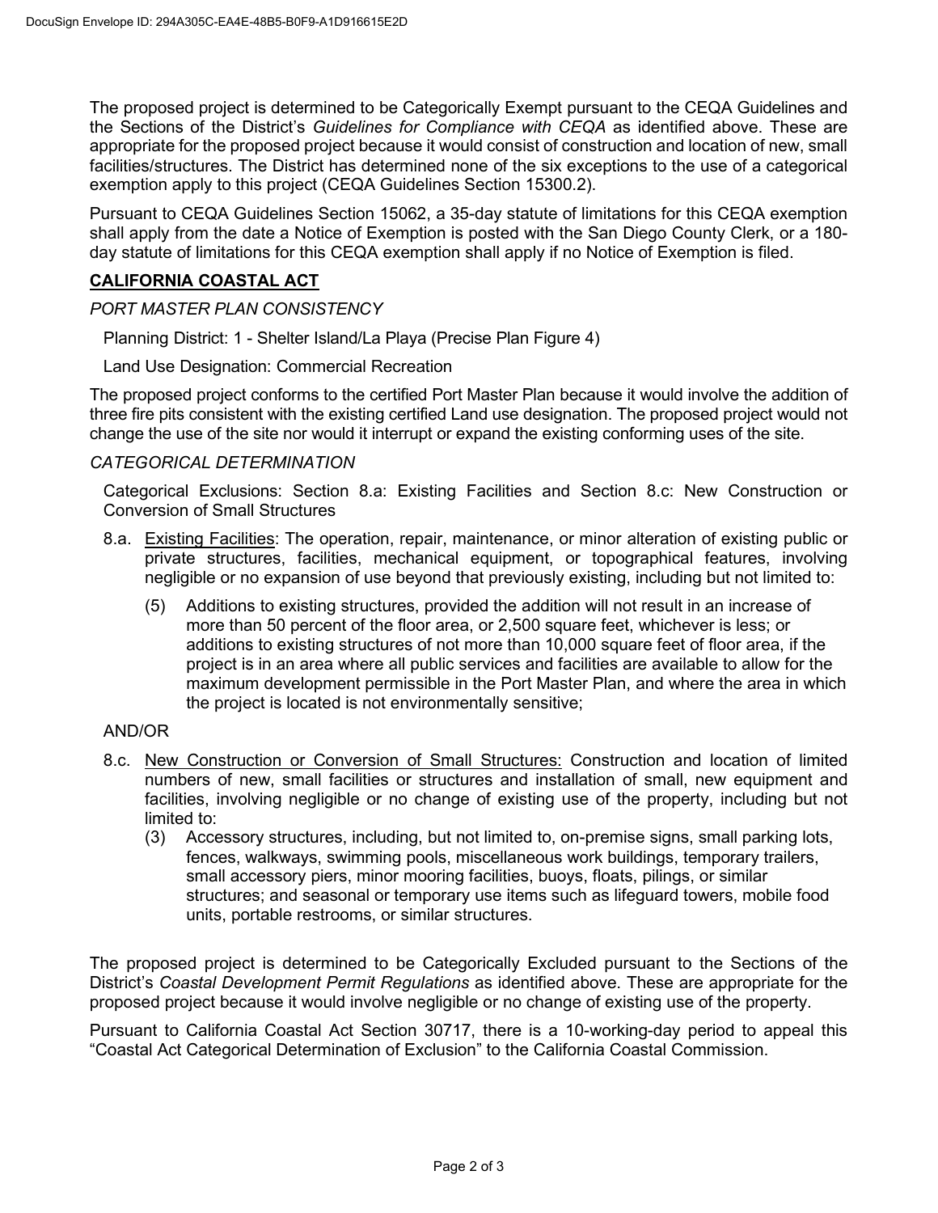The proposed project is determined to be Categorically Exempt pursuant to the CEQA Guidelines and the Sections of the District's *Guidelines for Compliance with CEQA* as identified above. These are appropriate for the proposed project because it would consist of construction and location of new, small facilities/structures. The District has determined none of the six exceptions to the use of a categorical exemption apply to this project (CEQA Guidelines Section 15300.2).

Pursuant to CEQA Guidelines Section 15062, a 35-day statute of limitations for this CEQA exemption shall apply from the date a Notice of Exemption is posted with the San Diego County Clerk, or a 180-day statute of limitations for this CEQA exemption shall apply if no Notice of Exemption is filed.

## CALIFORNIA COASTAL ACT

*PORT MASTER PLAN CONSISTENCY*

Planning District: 1 - Shelter Island/La Playa (Precise Plan Figure 4)

Land Use Designation: Commercial Recreation

The proposed project conforms to the certified Port Master Plan because it would involve the addition of three fire pits consistent with the existing certified Land use designation. The proposed project would not change the use of the site nor would it interrupt or expand the existing conforming uses of the site.

*CATEGORICAL DETERMINATION*

Categorical Exclusions: Section 8.a: Existing Facilities and Section 8.c: New Construction or Conversion of Small Structures

8.a. Existing Facilities: The operation, repair, maintenance, or minor alteration of existing public or private structures, facilities, mechanical equipment, or topographical features, involving negligible or no expansion of use beyond that previously existing, including but not limited to:

(5) Additions to existing structures, provided the addition will not result in an increase of more than 50 percent of the floor area, or 2,500 square feet, whichever is less; or additions to existing structures of not more than 10,000 square feet of floor area, if the project is in an area where all public services and facilities are available to allow for the maximum development permissible in the Port Master Plan, and where the area in which the project is located is not environmentally sensitive;

AND/OR

8.c. New Construction or Conversion of Small Structures: Construction and location of limited numbers of new, small facilities or structures and installation of small, new equipment and facilities, involving negligible or no change of existing use of the property, including but not limited to:

(3) Accessory structures, including, but not limited to, on-premise signs, small parking lots, fences, walkways, swimming pools, miscellaneous work buildings, temporary trailers, small accessory piers, minor mooring facilities, buoys, floats, pilings, or similar structures; and seasonal or temporary use items such as lifeguard towers, mobile food units, portable restrooms, or similar structures.

The proposed project is determined to be Categorically Excluded pursuant to the Sections of the District's *Coastal Development Permit Regulations* as identified above. These are appropriate for the proposed project because it would involve negligible or no change of existing use of the property.

Pursuant to California Coastal Act Section 30717, there is a 10-working-day period to appeal this "Coastal Act Categorical Determination of Exclusion" to the California Coastal Commission.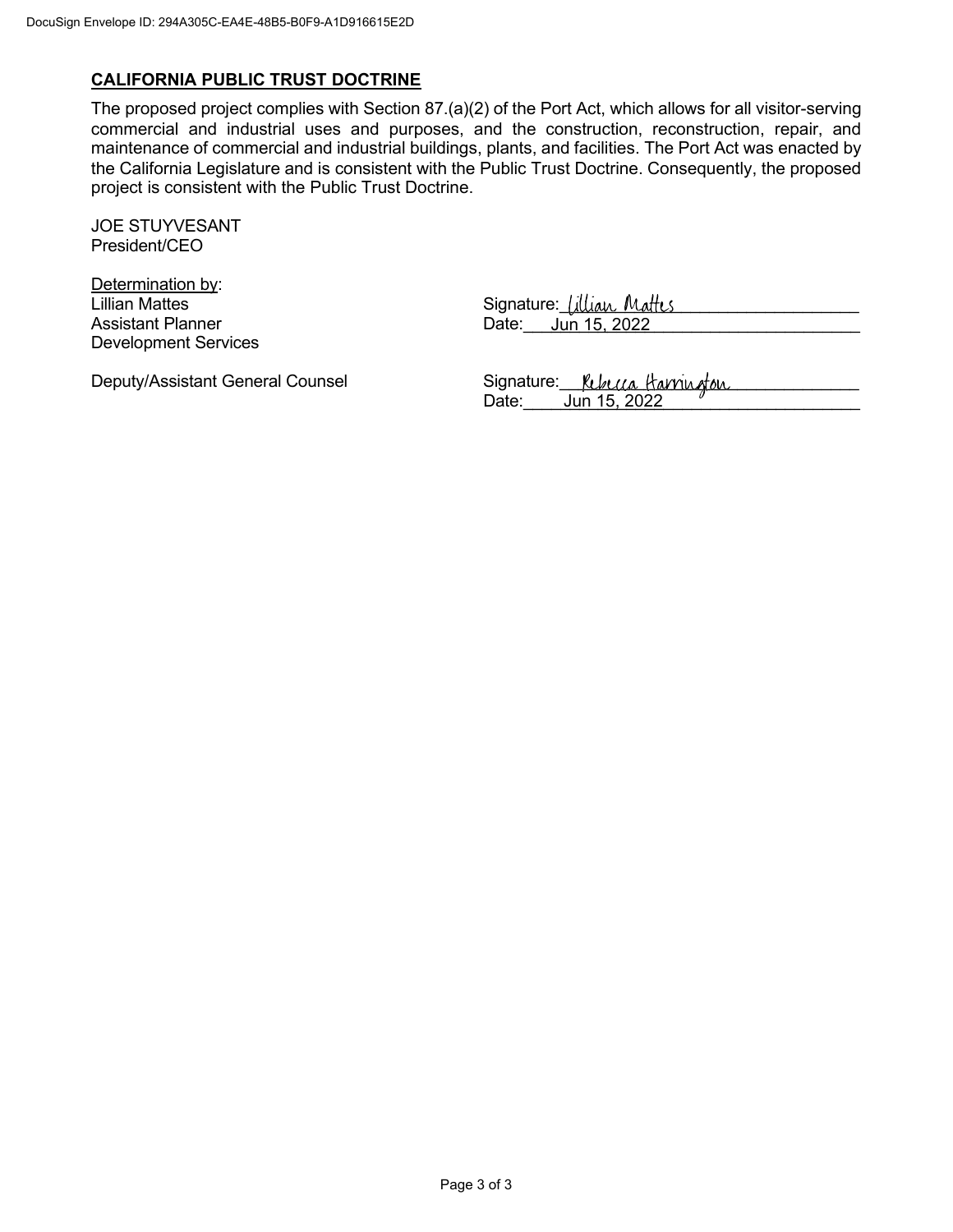**CALIFORNIA PUBLIC TRUST DOCTRINE**

The proposed project complies with Section 87.(a)(2) of the Port Act, which allows for all visitor-serving commercial and industrial uses and purposes, and the construction, reconstruction, repair, and maintenance of commercial and industrial buildings, plants, and facilities. The Port Act was enacted by the California Legislature and is consistent with the Public Trust Doctrine. Consequently, the proposed project is consistent with the Public Trust Doctrine.

JOE STUYVESANT
President/CEO

Determination by:
Lillian Mattes
Assistant Planner
Development Services

Signature: Lillian Mattes
Date: Jun 15, 2022

Deputy/Assistant General Counsel

Signature: Rebecca Harrington
Date: Jun 15, 2022